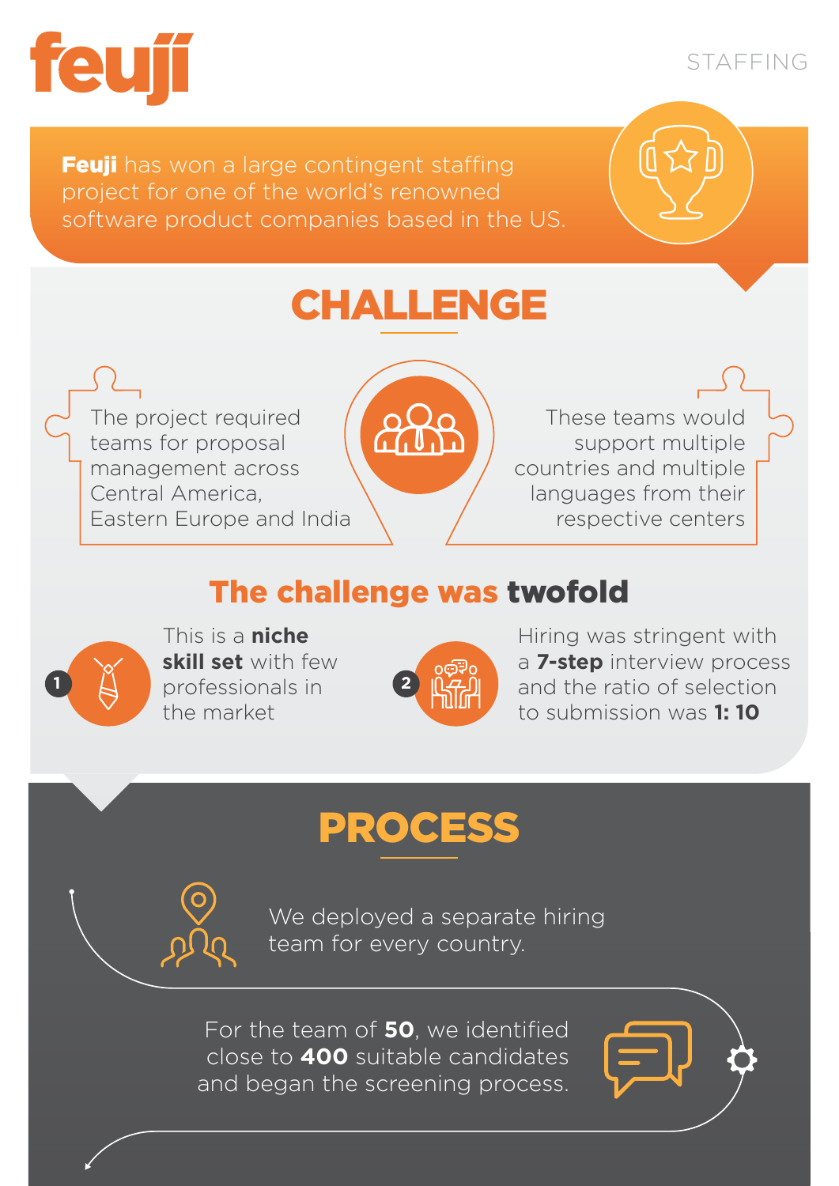# feuji

STAFFING

**Feuji** has won a large contingent staffing project for one of the world's renowned software product companies based in the US.

## CHALLENGE

The project required teams for proposal management across Central America, Eastern Europe and India

These teams would support multiple countries and multiple languages from their respective centers

### The challenge was twofold

1. This is a **niche skill set** with few professionals in the market

2. Hiring was stringent with a **7-step** interview process and the ratio of selection to submission was **1: 10**

## PROCESS

We deployed a separate hiring team for every country.

For the team of **50**, we identified close to **400** suitable candidates and began the screening process.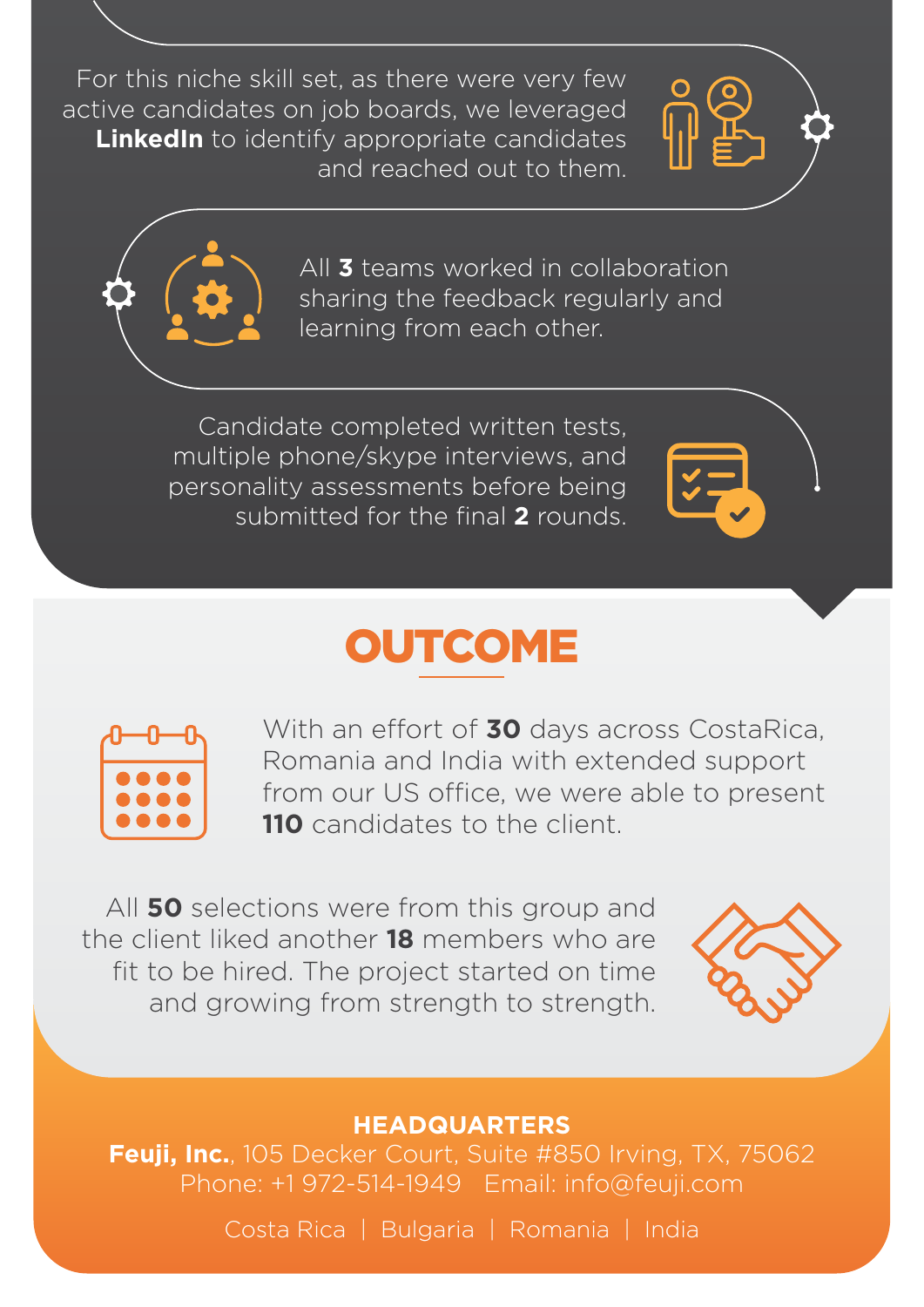For this niche skill set, as there were very few active candidates on job boards, we leveraged **LinkedIn** to identify appropriate candidates and reached out to them.

All **3** teams worked in collaboration sharing the feedback regularly and learning from each other.

Candidate completed written tests, multiple phone/skype interviews, and personality assessments before being submitted for the final **2** rounds.

## OUTCOME

With an effort of **30** days across CostaRica, Romania and India with extended support from our US office, we were able to present **110** candidates to the client.

All **50** selections were from this group and the client liked another **18** members who are fit to be hired. The project started on time and growing from strength to strength.

**HEADQUARTERS**

**Feuji, Inc.**, 105 Decker Court, Suite #850 Irving, TX, 75062

Phone: +1 972-514-1949 Email: info@feuji.com

Costa Rica | Bulgaria | Romania | India